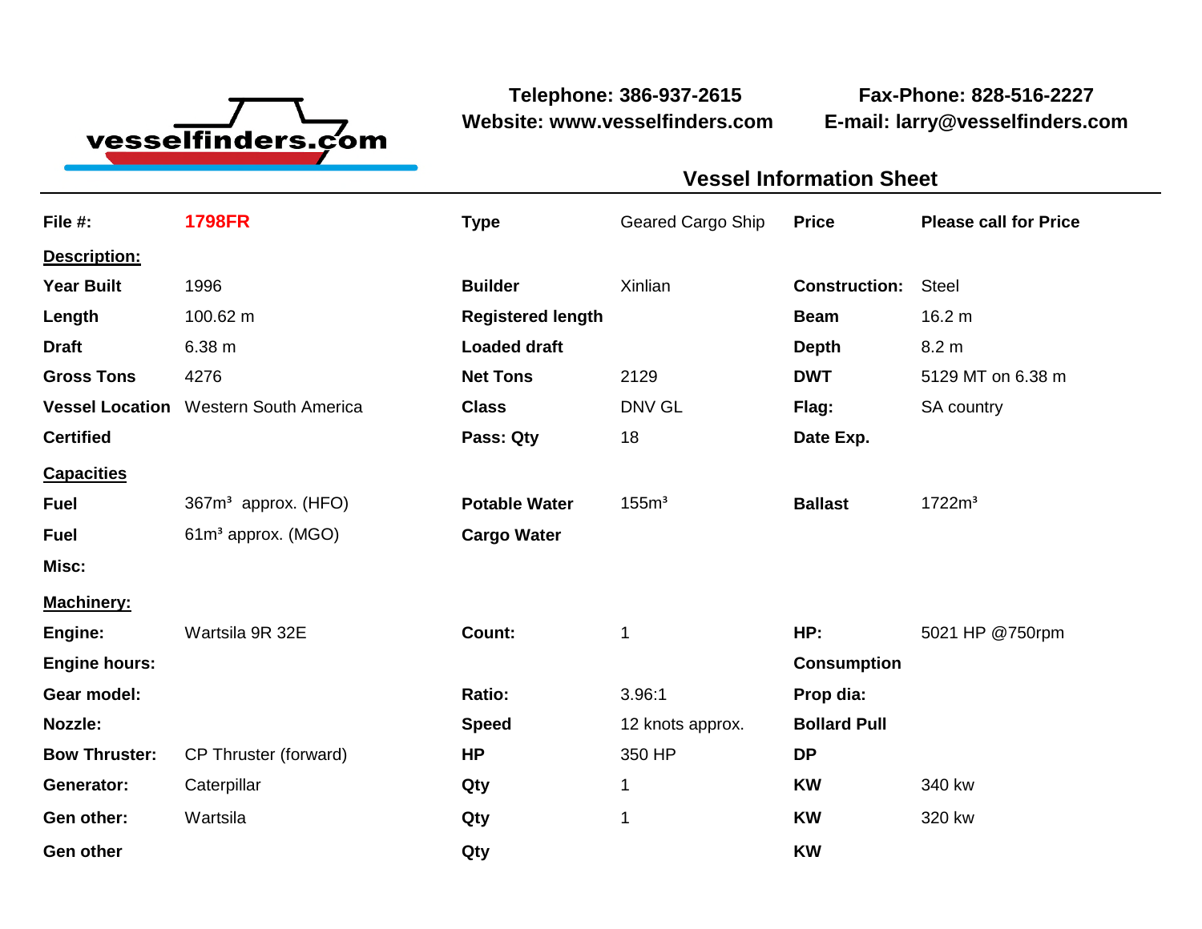vesselfinders.com

**Telephone: 386-937-2615**
**Website: www.vesselfinders.com**

**Fax-Phone: 828-516-2227**
**E-mail: larry@vesselfinders.com**

## Vessel Information Sheet

| | | | | | |
|---|---|---|---|---|---|
| **File #:** | **1798FR** | **Type** | Geared Cargo Ship | **Price** | **Please call for Price** |
| **Description:** | | | | | |
| **Year Built** | 1996 | **Builder** | Xinlian | **Construction:** | Steel |
| **Length** | 100.62 m | **Registered length** | | **Beam** | 16.2 m |
| **Draft** | 6.38 m | **Loaded draft** | | **Depth** | 8.2 m |
| **Gross Tons** | 4276 | **Net Tons** | 2129 | **DWT** | 5129 MT on 6.38 m |
| **Vessel Location** | Western South America | **Class** | DNV GL | **Flag:** | SA country |
| **Certified** | | **Pass: Qty** | 18 | **Date Exp.** | |
| **Capacities** | | | | | |
| **Fuel** | 367m³ approx. (HFO) | **Potable Water** | 155m³ | **Ballast** | 1722m³ |
| **Fuel** | 61m³ approx. (MGO) | **Cargo Water** | | | |
| **Misc:** | | | | | |
| **Machinery:** | | | | | |
| **Engine:** | Wartsila 9R 32E | **Count:** | 1 | **HP:** | 5021 HP @750rpm |
| **Engine hours:** | | | | **Consumption** | |
| **Gear model:** | | **Ratio:** | 3.96:1 | **Prop dia:** | |
| **Nozzle:** | | **Speed** | 12 knots approx. | **Bollard Pull** | |
| **Bow Thruster:** | CP Thruster (forward) | **HP** | 350 HP | **DP** | |
| **Generator:** | Caterpillar | **Qty** | 1 | **KW** | 340 kw |
| **Gen other:** | Wartsila | **Qty** | 1 | **KW** | 320 kw |
| **Gen other** | | **Qty** | | **KW** | |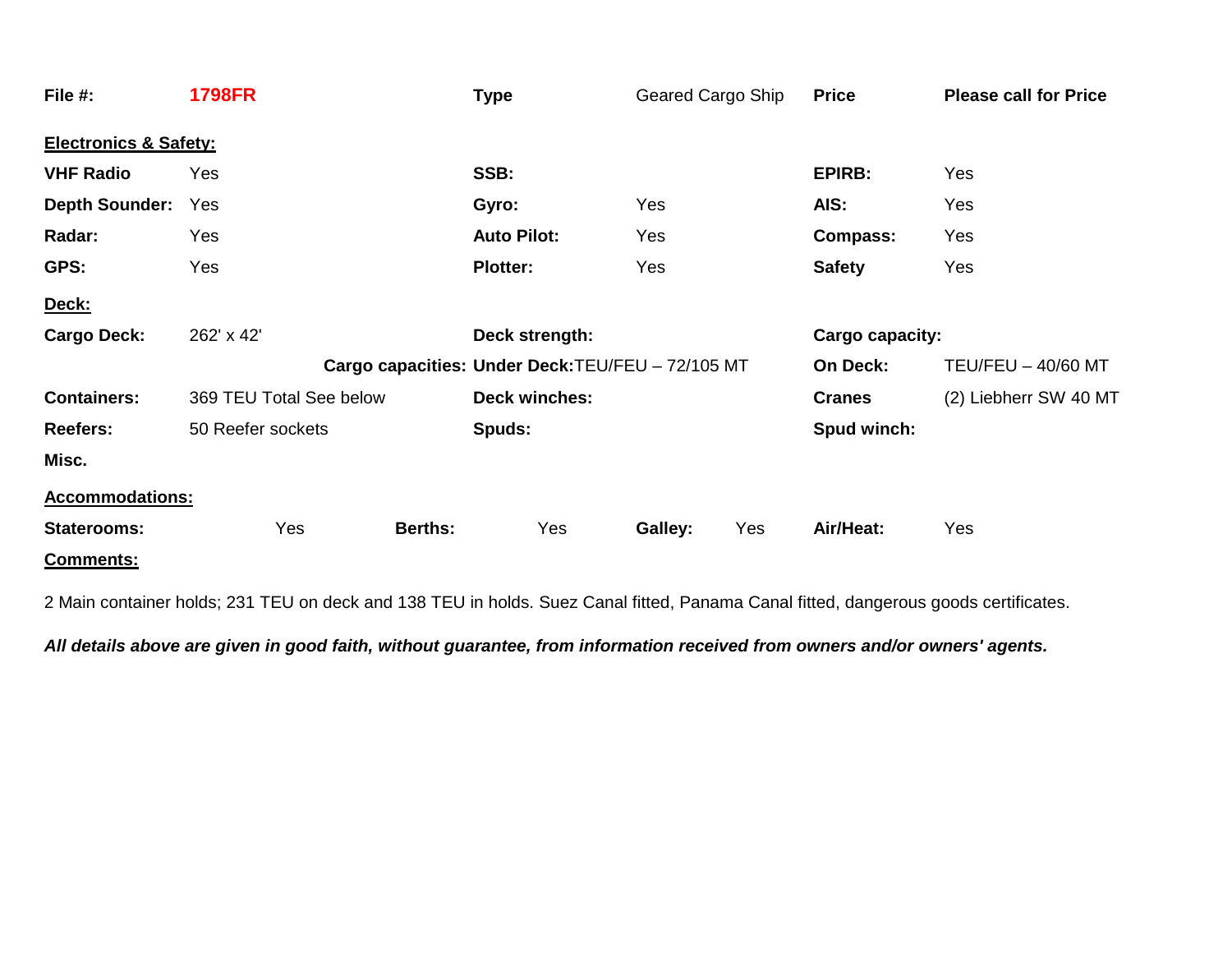| | | | | | |
|---|---|---|---|---|---|
| **File #:** | **1798FR** | **Type** | Geared Cargo Ship | **Price** | **Please call for Price** |

**Electronics & Safety:**

| | | | | | |
|---|---|---|---|---|---|
| **VHF Radio** | Yes | **SSB:** | | **EPIRB:** | Yes |
| **Depth Sounder:** | Yes | **Gyro:** | Yes | **AIS:** | Yes |
| **Radar:** | Yes | **Auto Pilot:** | Yes | **Compass:** | Yes |
| **GPS:** | Yes | **Plotter:** | Yes | **Safety** | Yes |

**Deck:**

| | | | | | |
|---|---|---|---|---|---|
| **Cargo Deck:** | 262' x 42' | **Deck strength:** | | **Cargo capacity:** | |
| | **Cargo capacities:** | **Under Deck:** TEU/FEU – 72/105 MT | | **On Deck:** | TEU/FEU – 40/60 MT |
| **Containers:** | 369 TEU Total See below | **Deck winches:** | | **Cranes** | (2) Liebherr SW 40 MT |
| **Reefers:** | 50 Reefer sockets | **Spuds:** | | **Spud winch:** | |
| **Misc.** | | | | | |

**Accommodations:**

| | | | | | | | |
|---|---|---|---|---|---|---|---|
| **Staterooms:** | Yes | **Berths:** | Yes | **Galley:** | Yes | **Air/Heat:** | Yes |

**Comments:**

2 Main container holds; 231 TEU on deck and 138 TEU in holds. Suez Canal fitted, Panama Canal fitted, dangerous goods certificates.

***All details above are given in good faith, without guarantee, from information received from owners and/or owners' agents.***